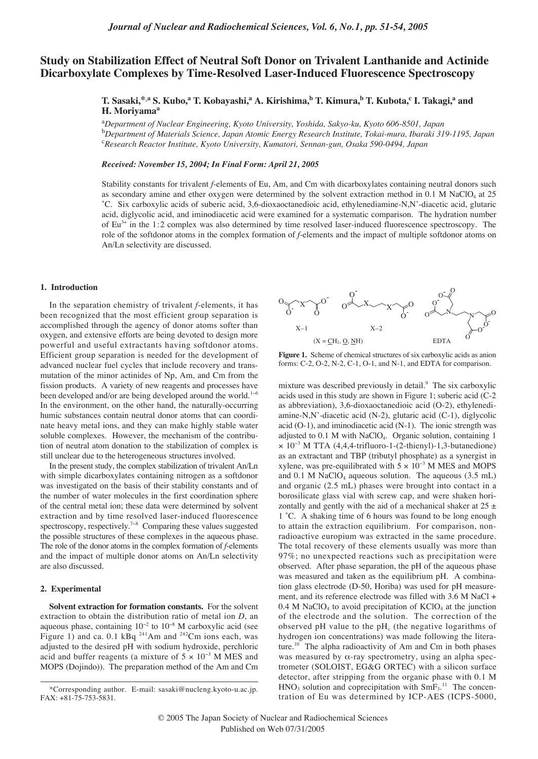# Study on Stabilization Effect of Neutral Soft Donor on Trivalent Lanthanide and Actinide Dicarboxylate Complexes by Time-Resolved Laser-Induced Fluorescence Spectroscopy

**T. Sasaki,\*,[a] S. Kubo,[a] T. Kobayashi,[a] A. Kirishima,[b] T. Kimura,[b] T. Kubota,[c] I. Takagi,[a] and H. Moriyama[a]**

[a] *Department of Nuclear Engineering, Kyoto University, Yoshida, Sakyo-ku, Kyoto 606-8501, Japan*
[b] *Department of Materials Science, Japan Atomic Energy Research Institute, Tokai-mura, Ibaraki 319-1195, Japan*
[c] *Research Reactor Institute, Kyoto University, Kumatori, Sennan-gun, Osaka 590-0494, Japan*

***Received: November 15, 2004; In Final Form: April 21, 2005***

Stability constants for trivalent *f*-elements of Eu, Am, and Cm with dicarboxylates containing neutral donors such as secondary amine and ether oxygen were determined by the solvent extraction method in 0.1 M $NaClO_4$ at 25 °C. Six carboxylic acids of suberic acid, 3,6-dioxaoctanedioic acid, ethylenediamine-N,N'-diacetic acid, glutaric acid, diglycolic acid, and iminodiacetic acid were examined for a systematic comparison. The hydration number of $Eu^{3+}$ in the 1:2 complex was also determined by time resolved laser-induced fluorescence spectroscopy. The role of the softdonor atoms in the complex formation of *f*-elements and the impact of multiple softdonor atoms on An/Ln selectivity are discussed.

## 1. Introduction

In the separation chemistry of trivalent *f*-elements, it has been recognized that the most efficient group separation is accomplished through the agency of donor atoms softer than oxygen, and extensive efforts are being devoted to design more powerful and useful extractants having softdonor atoms. Efficient group separation is needed for the development of advanced nuclear fuel cycles that include recovery and transmutation of the minor actinides of Np, Am, and Cm from the fission products. A variety of new reagents and processes have been developed and/or are being developed around the world.[1–6] In the environment, on the other hand, the naturally-occurring humic substances contain neutral donor atoms that can coordinate heavy metal ions, and they can make highly stable water soluble complexes. However, the mechanism of the contribution of neutral atom donation to the stabilization of complex is still unclear due to the heterogeneous structures involved.

In the present study, the complex stabilization of trivalent An/Ln with simple dicarboxylates containing nitrogen as a softdonor was investigated on the basis of their stability constants and of the number of water molecules in the first coordination sphere of the central metal ion; these data were determined by solvent extraction and by time resolved laser-induced fluorescence spectroscopy, respectively.[7–8] Comparing these values suggested the possible structures of these complexes in the aqueous phase. The role of the donor atoms in the complex formation of *f*-elements and the impact of multiple donor atoms on An/Ln selectivity are also discussed.

## 2. Experimental

**Solvent extraction for formation constants.** For the solvent extraction to obtain the distribution ratio of metal ion *D*, an aqueous phase, containing $10^{-2}$ to $10^{-8}$ M carboxylic acid (see Figure 1) and ca. 0.1 kBq $^{241}Am$ and $^{242}Cm$ ions each, was adjusted to the desired pH with sodium hydroxide, perchloric acid and buffer reagents (a mixture of $5 \times 10^{-3}$ M MES and MOPS (Dojindo)). The preparation method of the Am and Cm mixture was described previously in detail.[9] The six carboxylic acids used in this study are shown in Figure 1; suberic acid (C-2 as abbreviation), 3,6-dioxaoctanedioic acid (O-2), ethylenediamine-N,N'-diacetic acid (N-2), glutaric acid (C-1), diglycolic acid (O-1), and iminodiacetic acid (N-1). The ionic strength was adjusted to 0.1 M with $NaClO_4$. Organic solution, containing $1 \times 10^{-3}$ M TTA (4,4,4-trifluoro-1-(2-thienyl)-1,3-butanedione) as an extractant and TBP (tributyl phosphate) as a synergist in xylene, was pre-equilibrated with $5 \times 10^{-3}$ M MES and MOPS and 0.1 M $NaClO_4$ aqueous solution. The aqueous (3.5 mL) and organic (2.5 mL) phases were brought into contact in a borosilicate glass vial with screw cap, and were shaken horizontally and gently with the aid of a mechanical shaker at 25 ± 1 °C. A shaking time of 6 hours was found to be long enough to attain the extraction equilibrium. For comparison, nonradioactive europium was extracted in the same procedure. The total recovery of these elements usually was more than 97%; no unexpected reactions such as precipitation were observed. After phase separation, the pH of the aqueous phase was measured and taken as the equilibrium pH. A combination glass electrode (D-50, Horiba) was used for pH measurement, and its reference electrode was filled with 3.6 M NaCl + 0.4 M $NaClO_4$ to avoid precipitation of $KClO_4$ at the junction of the electrode and the solution. The correction of the observed pH value to the $pH_c$ (the negative logarithms of hydrogen ion concentrations) was made following the literature.[10] The alpha radioactivity of Am and Cm in both phases was measured by α-ray spectrometry, using an alpha spectrometer (SOLOIST, EG&G ORTEC) with a silicon surface detector, after stripping from the organic phase with 0.1 M $HNO_3$ solution and coprecipitation with $SmF_3$.[11] The concentration of Eu was determined by ICP-AES (ICPS-5000,

X−1 X−2 ($X = \underline{C}H_2, \underline{O}, \underline{N}H$) EDTA

**Figure 1.** Scheme of chemical structures of six carboxylic acids as anion forms: C-2, O-2, N-2, C-1, O-1, and N-1, and EDTA for comparison.

\*Corresponding author. E-mail: sasaki@nucleng.kyoto-u.ac.jp. FAX: +81-75-753-5831.

© 2005 The Japan Society of Nuclear and Radiochemical Sciences
Published on Web 07/31/2005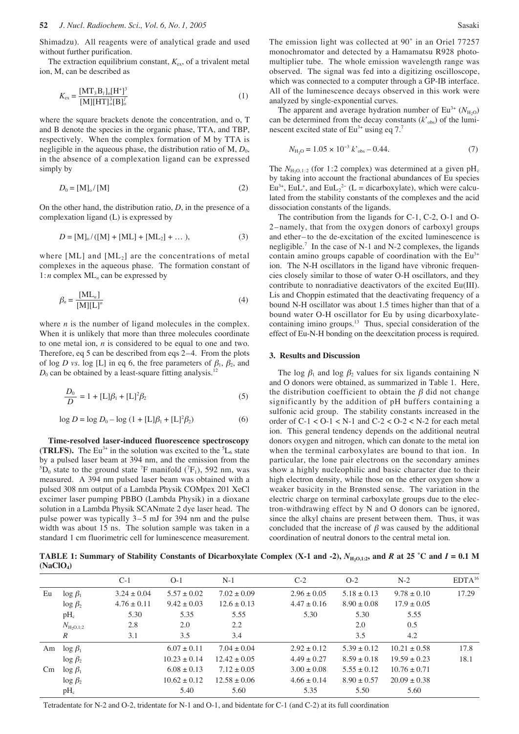Shimadzu). All reagents were of analytical grade and used without further purification.

The extraction equilibrium constant, $K_{ex}$, of a trivalent metal ion, M, can be described as

$$K_{ex} = \frac{[MT_3B_l]_o[H^+]^3}{[M][HT]_o^3[B]_o^l} \quad (1)$$

where the square brackets denote the concentration, and o, T and B denote the species in the organic phase, TTA, and TBP, respectively. When the complex formation of M by TTA is negligible in the aqueous phase, the distribution ratio of M, $D_0$, in the absence of a complexation ligand can be expressed simply by

$$D_0 = [M]_o / [M] \quad (2)$$

On the other hand, the distribution ratio, $D$, in the presence of a complexation ligand (L) is expressed by

$$D = [M]_o / ([M] + [ML] + [ML_2] + \dots), \quad (3)$$

where [ML] and [$ML_2$] are the concentrations of metal complexes in the aqueous phase. The formation constant of 1:$n$ complex $ML_n$ can be expressed by

$$\beta_n = \frac{[ML_n]}{[M][L]^n} \quad (4)$$

where $n$ is the number of ligand molecules in the complex. When it is unlikely that more than three molecules coordinate to one metal ion, $n$ is considered to be equal to one and two. Therefore, eq 5 can be described from eqs 2–4. From the plots of log $D$ *vs.* log [L] in eq 6, the free parameters of $\beta_1$, $\beta_2$, and $D_0$ can be obtained by a least-square fitting analysis.[12]

$$\frac{D_0}{D} = 1 + [L]\beta_1 + [L]^2\beta_2 \quad (5)$$

$$\log D = \log D_0 - \log (1 + [L]\beta_1 + [L]^2\beta_2) \quad (6)$$

**Time-resolved laser-induced fluorescence spectroscopy (TRLFS).** The $Eu^{3+}$ in the solution was excited to the $^5L_6$ state by a pulsed laser beam at 394 nm, and the emission from the $^5D_0$ state to the ground state $^7F$ manifold ($^7F_1$), 592 nm, was measured. A 394 nm pulsed laser beam was obtained with a pulsed 308 nm output of a Lambda Physik COMpex 201 XeCl excimer laser pumping PBBO (Lambda Physik) in a dioxane solution in a Lambda Physik SCANmate 2 dye laser head. The pulse power was typically 3–5 mJ for 394 nm and the pulse width was about 15 ns. The solution sample was taken in a standard 1 cm fluorimetric cell for luminescence measurement. The emission light was collected at 90˚ in an Oriel 77257 monochromator and detected by a Hamamatsu R928 photomultiplier tube. The whole emission wavelength range was observed. The signal was fed into a digitizing oscilloscope, which was connected to a computer through a GP-IB interface. All of the luminescence decays observed in this work were analyzed by single-exponential curves.

The apparent and average hydration number of $Eu^{3+}$ ($N_{H_2O}$) can be determined from the decay constants ($k'_{obs}$) of the luminescent excited state of $Eu^{3+}$ using eq 7.[7]

$$N_{H_2O} = 1.05 \times 10^{-3}\, k'_{obs} - 0.44. \quad (7)$$

The $N_{H_2O,1:2}$ (for 1:2 complex) was determined at a given $pH_c$ by taking into account the fractional abundances of Eu species $Eu^{3+}$, $EuL^+$, and $EuL_2^{2-}$ (L = dicarboxylate), which were calculated from the stability constants of the complexes and the acid dissociation constants of the ligands.

The contribution from the ligands for C-1, C-2, O-1 and O-2 – namely, that from the oxygen donors of carboxyl groups and ether – to the de-excitation of the excited luminescence is negligible.[7] In the case of N-1 and N-2 complexes, the ligands contain amino groups capable of coordination with the $Eu^{3+}$ ion. The N-H oscillators in the ligand have vibronic frequencies closely similar to those of water O-H oscillators, and they contribute to nonradiative deactivators of the excited Eu(III). Lis and Choppin estimated that the deactivating frequency of a bound N-H oscillator was about 1.5 times higher than that of a bound water O-H oscillator for Eu by using dicarboxylate-containing imino groups.[13] Thus, special consideration of the effect of Eu-N-H bonding on the deexcitation process is required.

## 3. Results and Discussion

The log $\beta_1$ and log $\beta_2$ values for six ligands containing N and O donors were obtained, as summarized in Table 1. Here, the distribution coefficient to obtain the $\beta$ did not change significantly by the addition of pH buffers containing a sulfonic acid group. The stability constants increased in the order of C-1 < O-1 < N-1 and C-2 < O-2 < N-2 for each metal ion. This general tendency depends on the additional neutral donors oxygen and nitrogen, which can donate to the metal ion when the terminal carboxylates are bound to that ion. In particular, the lone pair electrons on the secondary amines show a highly nucleophilic and basic character due to their high electron density, while those on the ether oxygen show a weaker basicity in the Brønsted sense. The variation in the electric charge on terminal carboxylate groups due to the electron-withdrawing effect by N and O donors can be ignored, since the alkyl chains are present between them. Thus, it was concluded that the increase of $\beta$ was caused by the additional coordination of neutral donors to the central metal ion.

**TABLE 1: Summary of Stability Constants of Dicarboxylate Complex (X-1 and -2), $N_{H_2O,1:2}$, and $R$ at 25 ˚C and $I$ = 0.1 M ($NaClO_4$)**

| | | C-1 | O-1 | N-1 | C-2 | O-2 | N-2 | EDTA[16] |
|---|---|---|---|---|---|---|---|---|
| Eu | log $\beta_1$ | 3.24 ± 0.04 | 5.57 ± 0.02 | 7.02 ± 0.09 | 2.96 ± 0.05 | 5.18 ± 0.13 | 9.78 ± 0.10 | 17.29 |
| | log $\beta_2$ | 4.76 ± 0.11 | 9.42 ± 0.03 | 12.6 ± 0.13 | 4.47 ± 0.16 | 8.90 ± 0.08 | 17.9 ± 0.05 | |
| | $pH_c$ | 5.30 | 5.35 | 5.55 | 5.30 | 5.30 | 5.55 | |
| | $N_{H_2O,1:2}$ | 2.8 | 2.0 | 2.2 | | 2.0 | 0.5 | |
| | $R$ | 3.1 | 3.5 | 3.4 | | 3.5 | 4.2 | |
| Am | log $\beta_1$ | | 6.07 ± 0.11 | 7.04 ± 0.04 | 2.92 ± 0.12 | 5.39 ± 0.12 | 10.21 ± 0.58 | 17.8 |
| | log $\beta_2$ | | 10.23 ± 0.14 | 12.42 ± 0.05 | 4.49 ± 0.27 | 8.59 ± 0.18 | 19.59 ± 0.23 | 18.1 |
| Cm | log $\beta_1$ | | 6.08 ± 0.13 | 7.12 ± 0.05 | 3.00 ± 0.08 | 5.55 ± 0.12 | 10.76 ± 0.71 | |
| | log $\beta_2$ | | 10.62 ± 0.12 | 12.58 ± 0.06 | 4.66 ± 0.14 | 8.90 ± 0.57 | 20.09 ± 0.38 | |
| | $pH_c$ | | 5.40 | 5.60 | 5.35 | 5.50 | 5.60 | |

Tetradentate for N-2 and O-2, tridentate for N-1 and O-1, and bidentate for C-1 (and C-2) at its full coordination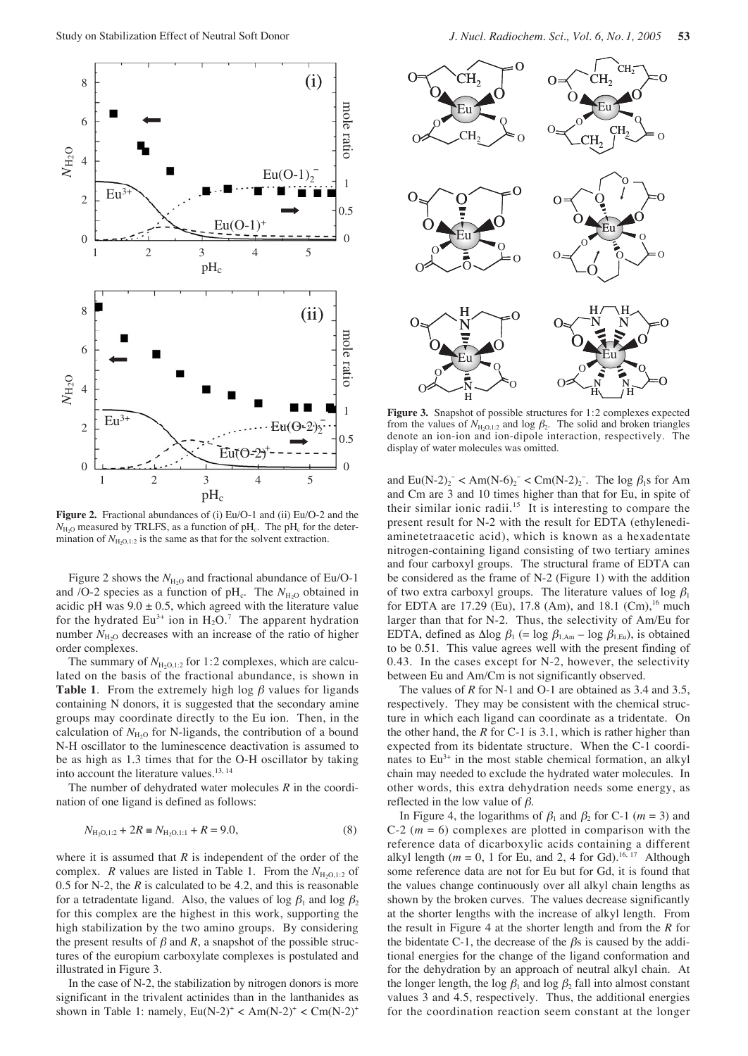**Figure 2.** Fractional abundances of (i) Eu/O-1 and (ii) Eu/O-2 and the $N_{H_2O}$ measured by TRLFS, as a function of $pH_c$. The $pH_c$ for the determination of $N_{H_2O,1:2}$ is the same as that for the solvent extraction.

Figure 2 shows the $N_{H_2O}$ and fractional abundance of Eu/O-1 and /O-2 species as a function of $pH_c$. The $N_{H_2O}$ obtained in acidic pH was $9.0 \pm 0.5$, which agreed with the literature value for the hydrated $Eu^{3+}$ ion in $H_2O$.[7] The apparent hydration number $N_{H_2O}$ decreases with an increase of the ratio of higher order complexes.

The summary of $N_{H_2O,1:2}$ for 1:2 complexes, which are calculated on the basis of the fractional abundance, is shown in **Table 1**. From the extremely high log $\beta$ values for ligands containing N donors, it is suggested that the secondary amine groups may coordinate directly to the Eu ion. Then, in the calculation of $N_{H_2O}$ for N-ligands, the contribution of a bound N-H oscillator to the luminescence deactivation is assumed to be as high as 1.3 times that for the O-H oscillator by taking into account the literature values.[13, 14]

The number of dehydrated water molecules $R$ in the coordination of one ligand is defined as follows:

$$N_{H_2O,1:2} + 2R \equiv N_{H_2O,1:1} + R = 9.0, \tag{8}$$

where it is assumed that $R$ is independent of the order of the complex. $R$ values are listed in Table 1. From the $N_{H_2O,1:2}$ of 0.5 for N-2, the $R$ is calculated to be 4.2, and this is reasonable for a tetradentate ligand. Also, the values of log $\beta_1$ and log $\beta_2$ for this complex are the highest in this work, supporting the high stabilization by the two amino groups. By considering the present results of $\beta$ and $R$, a snapshot of the possible structures of the europium carboxylate complexes is postulated and illustrated in Figure 3.

In the case of N-2, the stabilization by nitrogen donors is more significant in the trivalent actinides than in the lanthanides as shown in Table 1: namely, $Eu(N\text{-}2)^+ < Am(N\text{-}2)^+ < Cm(N\text{-}2)^+$ and $Eu(N\text{-}2)_2^- < Am(N\text{-}6)_2^- < Cm(N\text{-}2)_2^-$. The log $\beta_1$s for Am and Cm are 3 and 10 times higher than that for Eu, in spite of their similar ionic radii.[15] It is interesting to compare the present result for N-2 with the result for EDTA (ethylenediaminetetraacetic acid), which is known as a hexadentate nitrogen-containing ligand consisting of two tertiary amines and four carboxyl groups. The structural frame of EDTA can be considered as the frame of N-2 (Figure 1) with the addition of two extra carboxyl groups. The literature values of log $\beta_1$ for EDTA are 17.29 (Eu), 17.8 (Am), and 18.1 (Cm),[16] much larger than that for N-2. Thus, the selectivity of Am/Eu for EDTA, defined as $\Delta\log\beta_1$ (= log $\beta_{1,Am}$ − log $\beta_{1,Eu}$), is obtained to be 0.51. This value agrees well with the present finding of 0.43. In the cases except for N-2, however, the selectivity between Eu and Am/Cm is not significantly observed.

**Figure 3.** Snapshot of possible structures for 1:2 complexes expected from the values of $N_{H_2O,1:2}$ and log $\beta_2$. The solid and broken triangles denote an ion-ion and ion-dipole interaction, respectively. The display of water molecules was omitted.

The values of $R$ for N-1 and O-1 are obtained as 3.4 and 3.5, respectively. They may be consistent with the chemical structure in which each ligand can coordinate as a tridentate. On the other hand, the $R$ for C-1 is 3.1, which is rather higher than expected from its bidentate structure. When the C-1 coordinates to $Eu^{3+}$ in the most stable chemical formation, an alkyl chain may needed to exclude the hydrated water molecules. In other words, this extra dehydration needs some energy, as reflected in the low value of $\beta$.

In Figure 4, the logarithms of $\beta_1$ and $\beta_2$ for C-1 ($m = 3$) and C-2 ($m = 6$) complexes are plotted in comparison with the reference data of dicarboxylic acids containing a different alkyl length ($m = 0$, 1 for Eu, and 2, 4 for Gd).[16, 17] Although some reference data are not for Eu but for Gd, it is found that the values change continuously over all alkyl chain lengths as shown by the broken curves. The values decrease significantly at the shorter lengths with the increase of alkyl length. From the result in Figure 4 at the shorter length and from the $R$ for the bidentate C-1, the decrease of the $\beta$s is caused by the additional energies for the change of the ligand conformation and for the dehydration by an approach of neutral alkyl chain. At the longer length, the log $\beta_1$ and log $\beta_2$ fall into almost constant values 3 and 4.5, respectively. Thus, the additional energies for the coordination reaction seem constant at the longer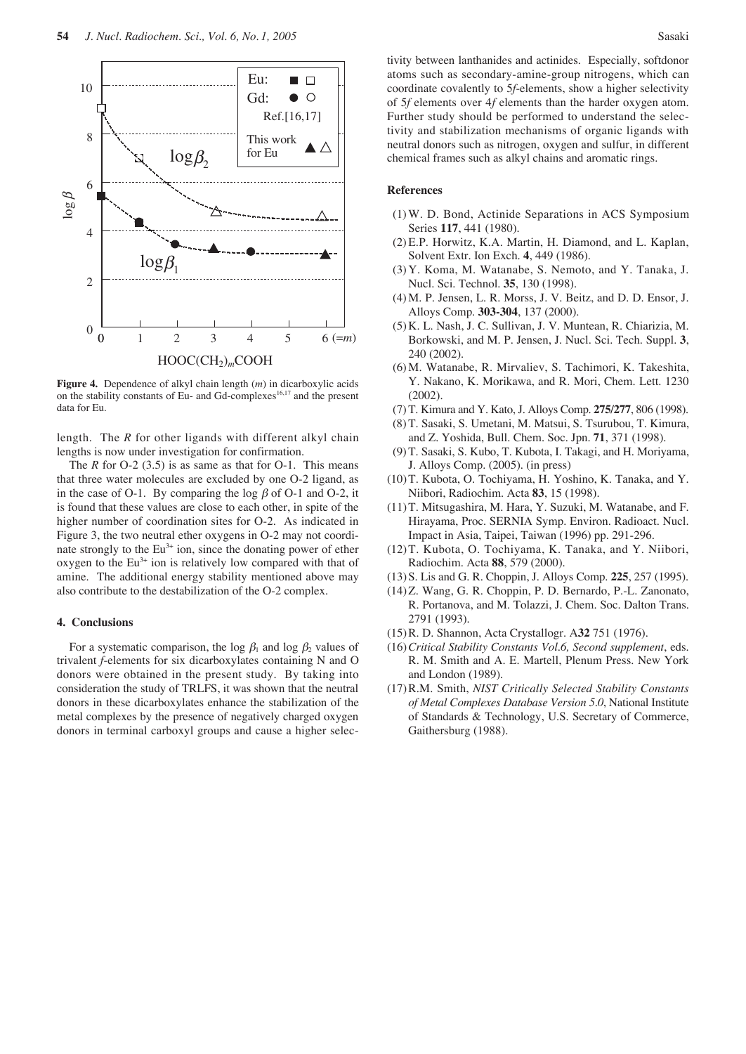10

8

6

4

2

0

$\log \beta$

Eu: ■ □

Gd: ● ○

Ref.[16,17]

This work for Eu ▲ △

$\log\beta_2$

$\log\beta_1$

0 1 2 3 4 5 6 (=$m$)

$HOOC(CH_2)_mCOOH$

**Figure 4.** Dependence of alkyl chain length ($m$) in dicarboxylic acids on the stability constants of Eu- and Gd-complexes[16,17] and the present data for Eu.

length. The $R$ for other ligands with different alkyl chain lengths is now under investigation for confirmation.

The $R$ for O-2 (3.5) is as same as that for O-1. This means that three water molecules are excluded by one O-2 ligand, as in the case of O-1. By comparing the log $\beta$ of O-1 and O-2, it is found that these values are close to each other, in spite of the higher number of coordination sites for O-2. As indicated in Figure 3, the two neutral ether oxygens in O-2 may not coordinate strongly to the $Eu^{3+}$ ion, since the donating power of ether oxygen to the $Eu^{3+}$ ion is relatively low compared with that of amine. The additional energy stability mentioned above may also contribute to the destabilization of the O-2 complex.

## 4. Conclusions

For a systematic comparison, the log $\beta_1$ and log $\beta_2$ values of trivalent *f*-elements for six dicarboxylates containing N and O donors were obtained in the present study. By taking into consideration the study of TRLFS, it was shown that the neutral donors in these dicarboxylates enhance the stabilization of the metal complexes by the presence of negatively charged oxygen donors in terminal carboxyl groups and cause a higher selectivity between lanthanides and actinides. Especially, softdonor atoms such as secondary-amine-group nitrogens, which can coordinate covalently to 5*f*-elements, show a higher selectivity of 5*f* elements over 4*f* elements than the harder oxygen atom. Further study should be performed to understand the selectivity and stabilization mechanisms of organic ligands with neutral donors such as nitrogen, oxygen and sulfur, in different chemical frames such as alkyl chains and aromatic rings.

## References

(1) W. D. Bond, Actinide Separations in ACS Symposium Series **117**, 441 (1980).

(2) E.P. Horwitz, K.A. Martin, H. Diamond, and L. Kaplan, Solvent Extr. Ion Exch. **4**, 449 (1986).

(3) Y. Koma, M. Watanabe, S. Nemoto, and Y. Tanaka, J. Nucl. Sci. Technol. **35**, 130 (1998).

(4) M. P. Jensen, L. R. Morss, J. V. Beitz, and D. D. Ensor, J. Alloys Comp. **303-304**, 137 (2000).

(5) K. L. Nash, J. C. Sullivan, J. V. Muntean, R. Chiarizia, M. Borkowski, and M. P. Jensen, J. Nucl. Sci. Tech. Suppl. **3**, 240 (2002).

(6) M. Watanabe, R. Mirvaliev, S. Tachimori, K. Takeshita, Y. Nakano, K. Morikawa, and R. Mori, Chem. Lett. 1230 (2002).

(7) T. Kimura and Y. Kato, J. Alloys Comp. **275/277**, 806 (1998).

(8) T. Sasaki, S. Umetani, M. Matsui, S. Tsurubou, T. Kimura, and Z. Yoshida, Bull. Chem. Soc. Jpn. **71**, 371 (1998).

(9) T. Sasaki, S. Kubo, T. Kubota, I. Takagi, and H. Moriyama, J. Alloys Comp. (2005). (in press)

(10) T. Kubota, O. Tochiyama, H. Yoshino, K. Tanaka, and Y. Niibori, Radiochim. Acta **83**, 15 (1998).

(11) T. Mitsugashira, M. Hara, Y. Suzuki, M. Watanabe, and F. Hirayama, Proc. SERNIA Symp. Environ. Radioact. Nucl. Impact in Asia, Taipei, Taiwan (1996) pp. 291-296.

(12) T. Kubota, O. Tochiyama, K. Tanaka, and Y. Niibori, Radiochim. Acta **88**, 579 (2000).

(13) S. Lis and G. R. Choppin, J. Alloys Comp. **225**, 257 (1995).

(14) Z. Wang, G. R. Choppin, P. D. Bernardo, P.-L. Zanonato, R. Portanova, and M. Tolazzi, J. Chem. Soc. Dalton Trans. 2791 (1993).

(15) R. D. Shannon, Acta Crystallogr. A**32** 751 (1976).

(16) *Critical Stability Constants Vol.6, Second supplement*, eds. R. M. Smith and A. E. Martell, Plenum Press. New York and London (1989).

(17) R.M. Smith, *NIST Critically Selected Stability Constants of Metal Complexes Database Version 5.0*, National Institute of Standards & Technology, U.S. Secretary of Commerce, Gaithersburg (1988).